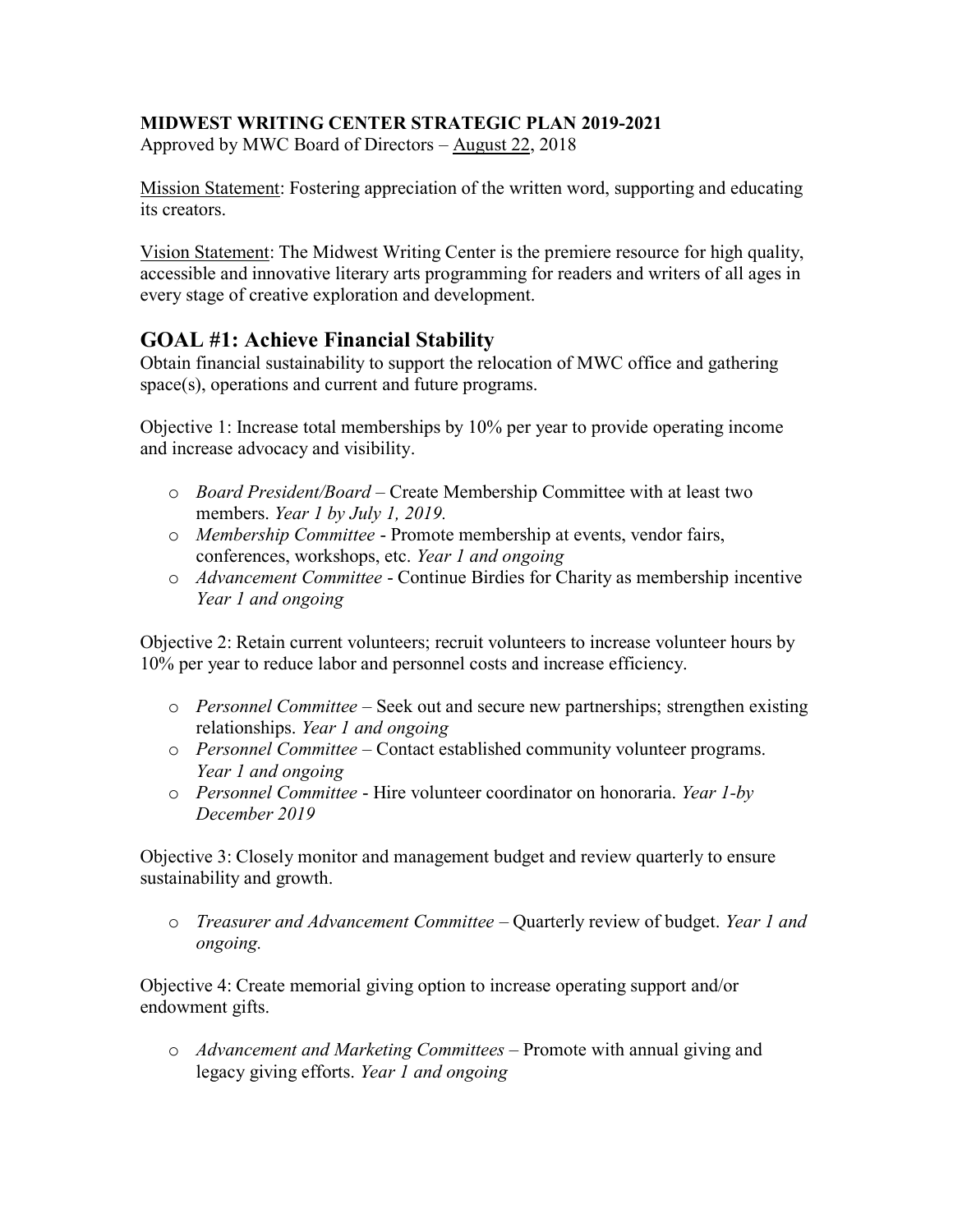**MIDWEST WRITING CENTER STRATEGIC PLAN 2019-2021**
Approved by MWC Board of Directors – August 22, 2018

Mission Statement: Fostering appreciation of the written word, supporting and educating its creators.

Vision Statement: The Midwest Writing Center is the premiere resource for high quality, accessible and innovative literary arts programming for readers and writers of all ages in every stage of creative exploration and development.

## GOAL #1: Achieve Financial Stability

Obtain financial sustainability to support the relocation of MWC office and gathering space(s), operations and current and future programs.

Objective 1: Increase total memberships by 10% per year to provide operating income and increase advocacy and visibility.

- *Board President/Board* – Create Membership Committee with at least two members. *Year 1 by July 1, 2019.*
- *Membership Committee* - Promote membership at events, vendor fairs, conferences, workshops, etc. *Year 1 and ongoing*
- *Advancement Committee* - Continue Birdies for Charity as membership incentive *Year 1 and ongoing*

Objective 2: Retain current volunteers; recruit volunteers to increase volunteer hours by 10% per year to reduce labor and personnel costs and increase efficiency.

- *Personnel Committee* – Seek out and secure new partnerships; strengthen existing relationships. *Year 1 and ongoing*
- *Personnel Committee* – Contact established community volunteer programs. *Year 1 and ongoing*
- *Personnel Committee* - Hire volunteer coordinator on honoraria. *Year 1-by December 2019*

Objective 3: Closely monitor and management budget and review quarterly to ensure sustainability and growth.

- *Treasurer and Advancement Committee* – Quarterly review of budget. *Year 1 and ongoing.*

Objective 4: Create memorial giving option to increase operating support and/or endowment gifts.

- *Advancement and Marketing Committees* – Promote with annual giving and legacy giving efforts. *Year 1 and ongoing*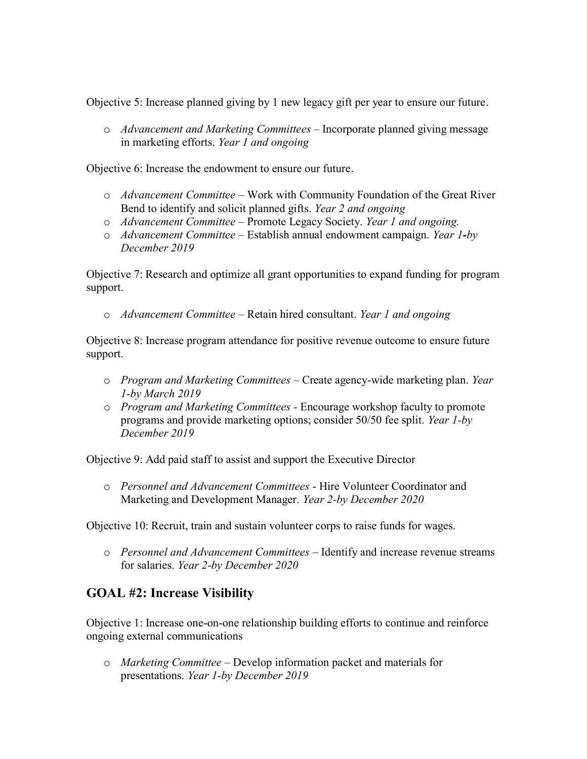Objective 5: Increase planned giving by 1 new legacy gift per year to ensure our future.

- *Advancement and Marketing Committees* – Incorporate planned giving message in marketing efforts. *Year 1 and ongoing*

Objective 6: Increase the endowment to ensure our future.

- *Advancement Committee* – Work with Community Foundation of the Great River Bend to identify and solicit planned gifts. *Year 2 and ongoing*
- *Advancement Committee* – Promote Legacy Society. *Year 1 and ongoing.*
- *Advancement Committee* – Establish annual endowment campaign. *Year 1-by December 2019*

Objective 7: Research and optimize all grant opportunities to expand funding for program support.

- *Advancement Committee* – Retain hired consultant. *Year 1 and ongoing*

Objective 8: Increase program attendance for positive revenue outcome to ensure future support.

- *Program and Marketing Committees* – Create agency-wide marketing plan. *Year 1-by March 2019*
- *Program and Marketing Committees* - Encourage workshop faculty to promote programs and provide marketing options; consider 50/50 fee split. *Year 1-by December 2019*

Objective 9: Add paid staff to assist and support the Executive Director

- *Personnel and Advancement Committees* - Hire Volunteer Coordinator and Marketing and Development Manager. *Year 2-by December 2020*

Objective 10: Recruit, train and sustain volunteer corps to raise funds for wages.

- *Personnel and Advancement Committees* – Identify and increase revenue streams for salaries. *Year 2-by December 2020*

## GOAL #2: Increase Visibility

Objective 1: Increase one-on-one relationship building efforts to continue and reinforce ongoing external communications

- *Marketing Committee* – Develop information packet and materials for presentations. *Year 1-by December 2019*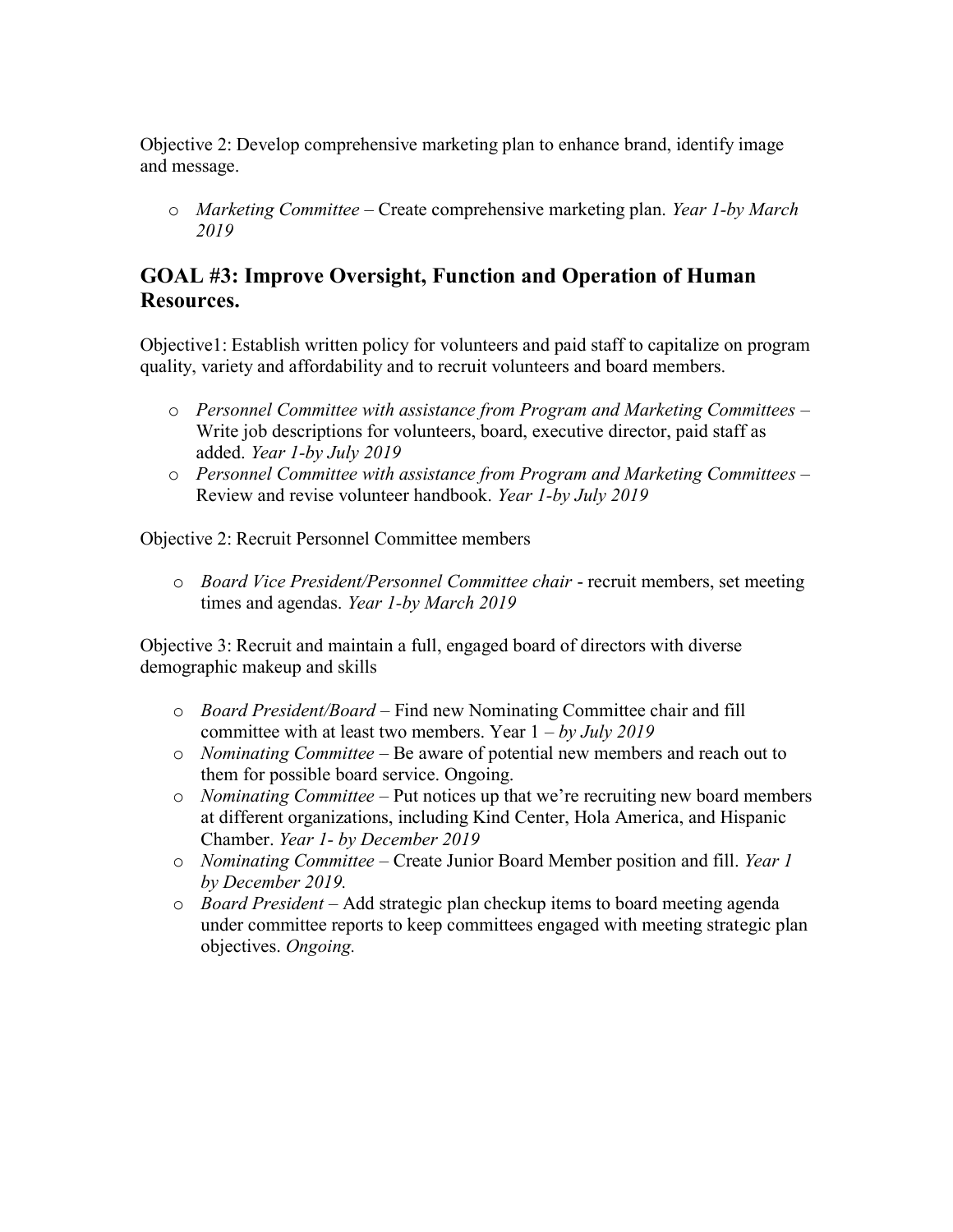Objective 2: Develop comprehensive marketing plan to enhance brand, identify image and message.

- *Marketing Committee* – Create comprehensive marketing plan. *Year 1-by March 2019*

## GOAL #3: Improve Oversight, Function and Operation of Human Resources.

Objective1: Establish written policy for volunteers and paid staff to capitalize on program quality, variety and affordability and to recruit volunteers and board members.

- *Personnel Committee with assistance from Program and Marketing Committees* – Write job descriptions for volunteers, board, executive director, paid staff as added. *Year 1-by July 2019*
- *Personnel Committee with assistance from Program and Marketing Committees* – Review and revise volunteer handbook. *Year 1-by July 2019*

Objective 2: Recruit Personnel Committee members

- *Board Vice President/Personnel Committee chair* - recruit members, set meeting times and agendas. *Year 1-by March 2019*

Objective 3: Recruit and maintain a full, engaged board of directors with diverse demographic makeup and skills

- *Board President/Board* – Find new Nominating Committee chair and fill committee with at least two members. Year 1 – *by July 2019*
- *Nominating Committee* – Be aware of potential new members and reach out to them for possible board service. Ongoing.
- *Nominating Committee* – Put notices up that we're recruiting new board members at different organizations, including Kind Center, Hola America, and Hispanic Chamber. *Year 1- by December 2019*
- *Nominating Committee* – Create Junior Board Member position and fill. *Year 1 by December 2019.*
- *Board President* – Add strategic plan checkup items to board meeting agenda under committee reports to keep committees engaged with meeting strategic plan objectives. *Ongoing.*